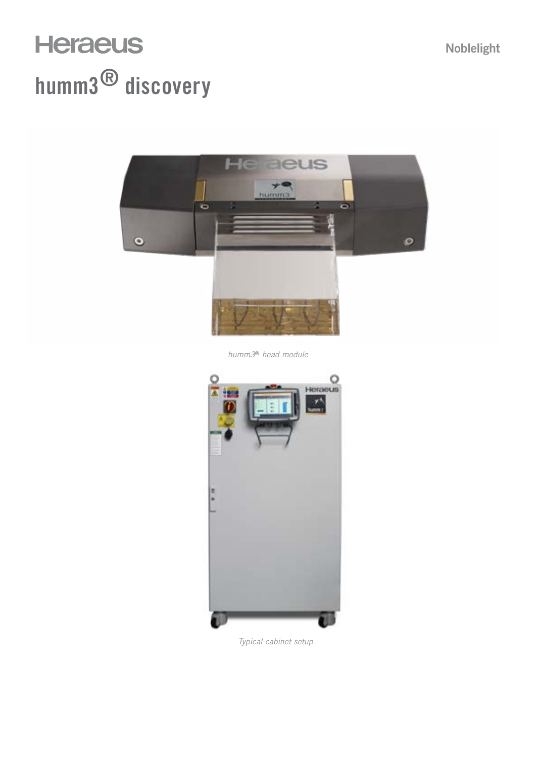Heraeus

Noblelight

# humm3® discovery

*humm3® head module*

*Typical cabinet setup*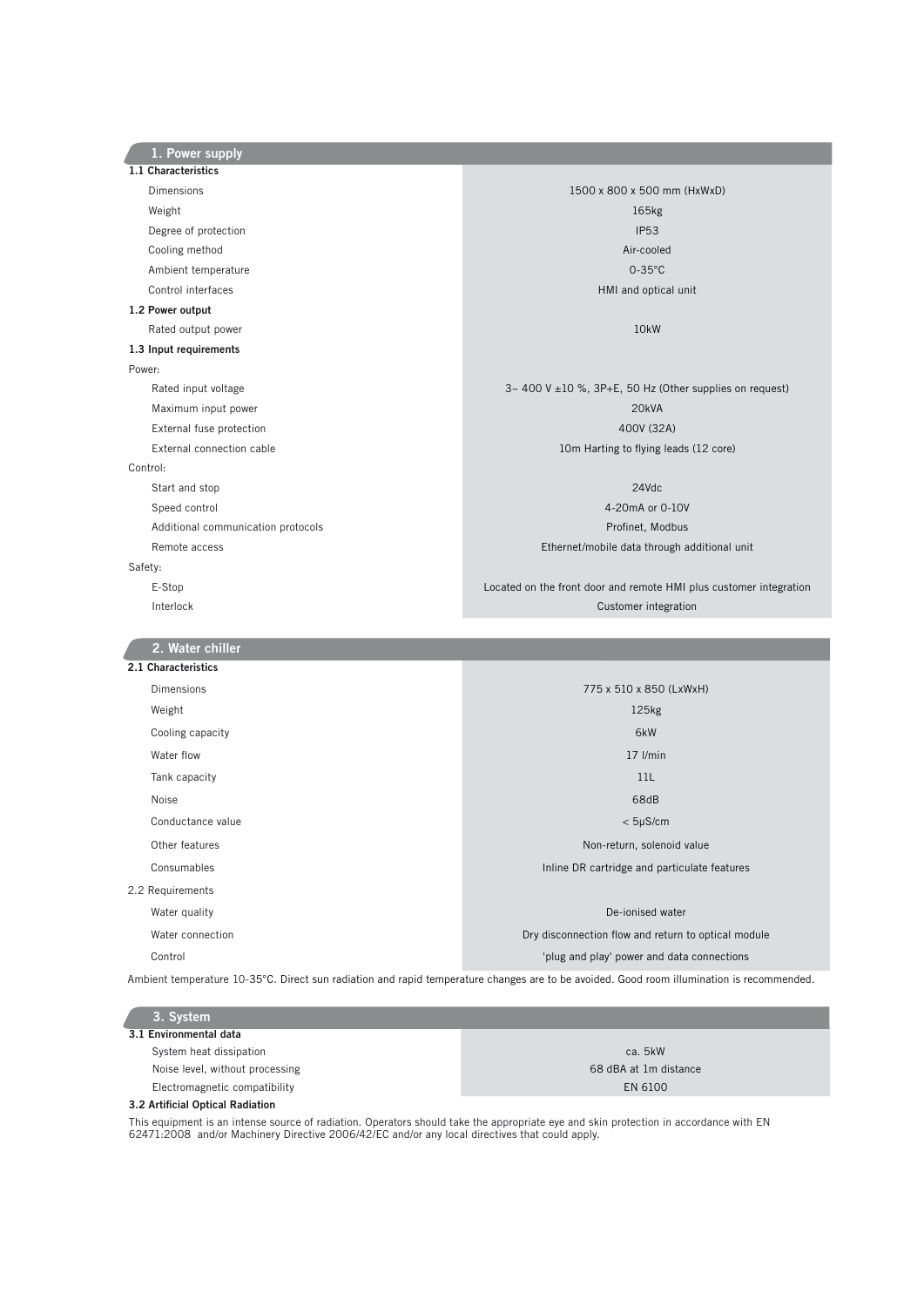## 1. Power supply

| **1.1 Characteristics** | |
|---|---|
| Dimensions | 1500 x 800 x 500 mm (HxWxD) |
| Weight | 165kg |
| Degree of protection | IP53 |
| Cooling method | Air-cooled |
| Ambient temperature | 0-35°C |
| Control interfaces | HMI and optical unit |
| **1.2 Power output** | |
| Rated output power | 10kW |
| **1.3 Input requirements** | |
| Power: | |
| Rated input voltage | 3~ 400 V ±10 %, 3P+E, 50 Hz (Other supplies on request) |
| Maximum input power | 20kVA |
| External fuse protection | 400V (32A) |
| External connection cable | 10m Harting to flying leads (12 core) |
| Control: | |
| Start and stop | 24Vdc |
| Speed control | 4-20mA or 0-10V |
| Additional communication protocols | Profinet, Modbus |
| Remote access | Ethernet/mobile data through additional unit |
| Safety: | |
| E-Stop | Located on the front door and remote HMI plus customer integration |
| Interlock | Customer integration |

## 2. Water chiller

| **2.1 Characteristics** | |
|---|---|
| Dimensions | 775 x 510 x 850 (LxWxH) |
| Weight | 125kg |
| Cooling capacity | 6kW |
| Water flow | 17 l/min |
| Tank capacity | 11L |
| Noise | 68dB |
| Conductance value | < 5µS/cm |
| Other features | Non-return, solenoid value |
| Consumables | Inline DR cartridge and particulate features |
| 2.2 Requirements | |
| Water quality | De-ionised water |
| Water connection | Dry disconnection flow and return to optical module |
| Control | 'plug and play' power and data connections |

Ambient temperature 10-35°C. Direct sun radiation and rapid temperature changes are to be avoided. Good room illumination is recommended.

## 3. System

| **3.1 Environmental data** | |
|---|---|
| System heat dissipation | ca. 5kW |
| Noise level, without processing | 68 dBA at 1m distance |
| Electromagnetic compatibility | EN 6100 |

**3.2 Artificial Optical Radiation**

This equipment is an intense source of radiation. Operators should take the appropriate eye and skin protection in accordance with EN 62471:2008 and/or Machinery Directive 2006/42/EC and/or any local directives that could apply.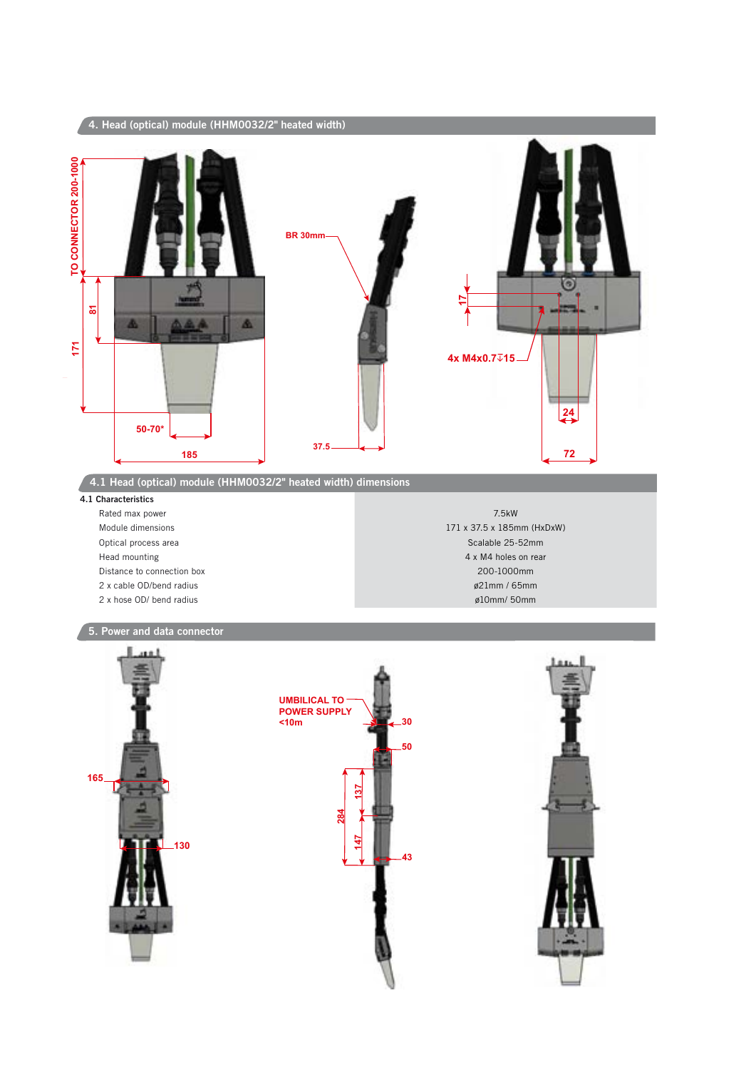## 4. Head (optical) module (HHM0032/2" heated width)

TO CONNECTOR 200-1000

81

171

50-70*

185

BR 30mm

37.5

17

4x M4x0.7↧15

24

72

## 4.1 Head (optical) module (HHM0032/2" heated width) dimensions

### 4.1 Characteristics

| Characteristic | Value |
|---|---|
| Rated max power | 7.5kW |
| Module dimensions | 171 x 37.5 x 185mm (HxDxW) |
| Optical process area | Scalable 25-52mm |
| Head mounting | 4 x M4 holes on rear |
| Distance to connection box | 200-1000mm |
| 2 x cable OD/bend radius | ø21mm / 65mm |
| 2 x hose OD/ bend radius | ø10mm/ 50mm |

## 5. Power and data connector

165

130

UMBILICAL TO POWER SUPPLY <10m

30

50

284

137

147

43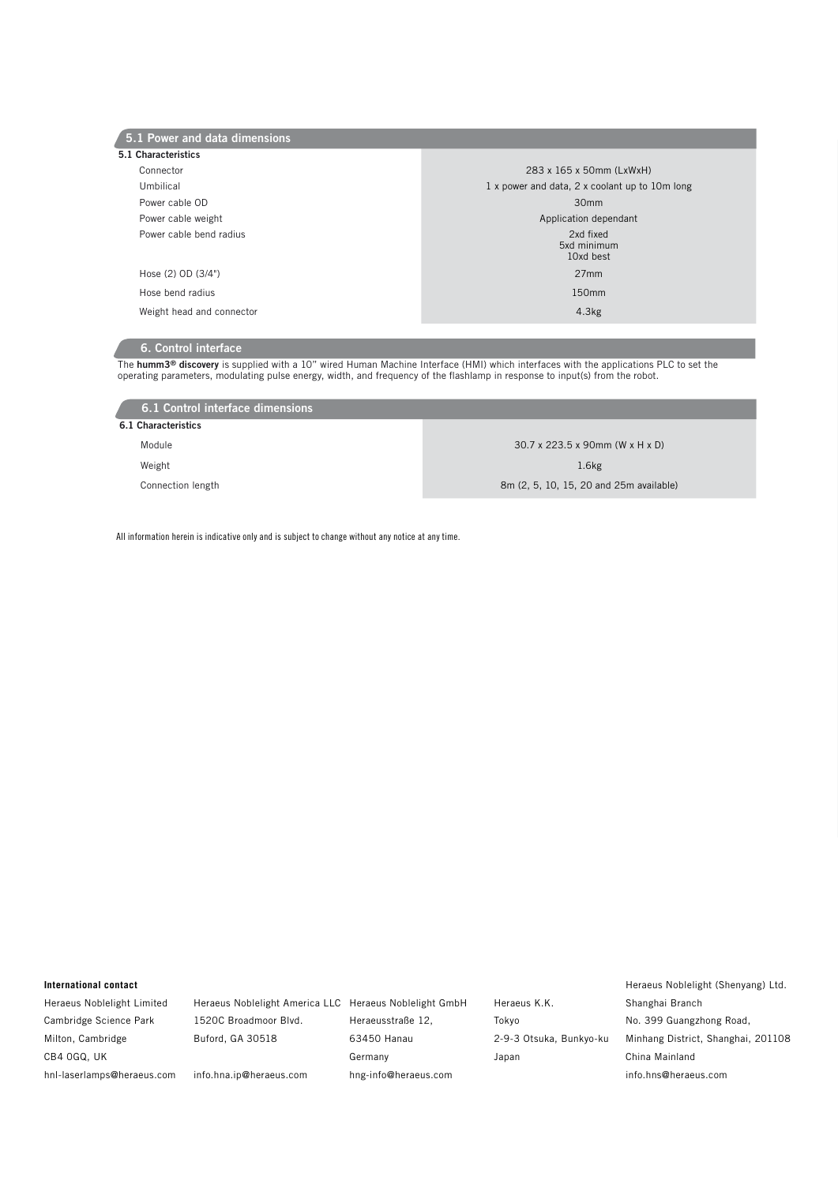## 5.1 Power and data dimensions

| 5.1 Characteristics | |
|---|---|
| Connector | 283 x 165 x 50mm (LxWxH) |
| Umbilical | 1 x power and data, 2 x coolant up to 10m long |
| Power cable OD | 30mm |
| Power cable weight | Application dependant |
| Power cable bend radius | 2xd fixed<br>5xd minimum<br>10xd best |
| Hose (2) OD (3/4") | 27mm |
| Hose bend radius | 150mm |
| Weight head and connector | 4.3kg |

## 6. Control interface

The **humm3® discovery** is supplied with a 10" wired Human Machine Interface (HMI) which interfaces with the applications PLC to set the operating parameters, modulating pulse energy, width, and frequency of the flashlamp in response to input(s) from the robot.

## 6.1 Control interface dimensions

| 6.1 Characteristics | |
|---|---|
| Module | 30.7 x 223.5 x 90mm (W x H x D) |
| Weight | 1.6kg |
| Connection length | 8m (2, 5, 10, 15, 20 and 25m available) |

All information herein is indicative only and is subject to change without any notice at any time.

**International contact**

Heraeus Noblelight Limited
Cambridge Science Park
Milton, Cambridge
CB4 0GQ, UK
hnl-laserlamps@heraeus.com

Heraeus Noblelight America LLC
1520C Broadmoor Blvd.
Buford, GA 30518
info.hna.ip@heraeus.com

Heraeus Noblelight GmbH
Heraeusstraße 12,
63450 Hanau
Germany
hng-info@heraeus.com

Heraeus K.K.
Tokyo
2-9-3 Otsuka, Bunkyo-ku
Japan

Heraeus Noblelight (Shenyang) Ltd.
Shanghai Branch
No. 399 Guangzhong Road,
Minhang District, Shanghai, 201108
China Mainland
info.hns@heraeus.com